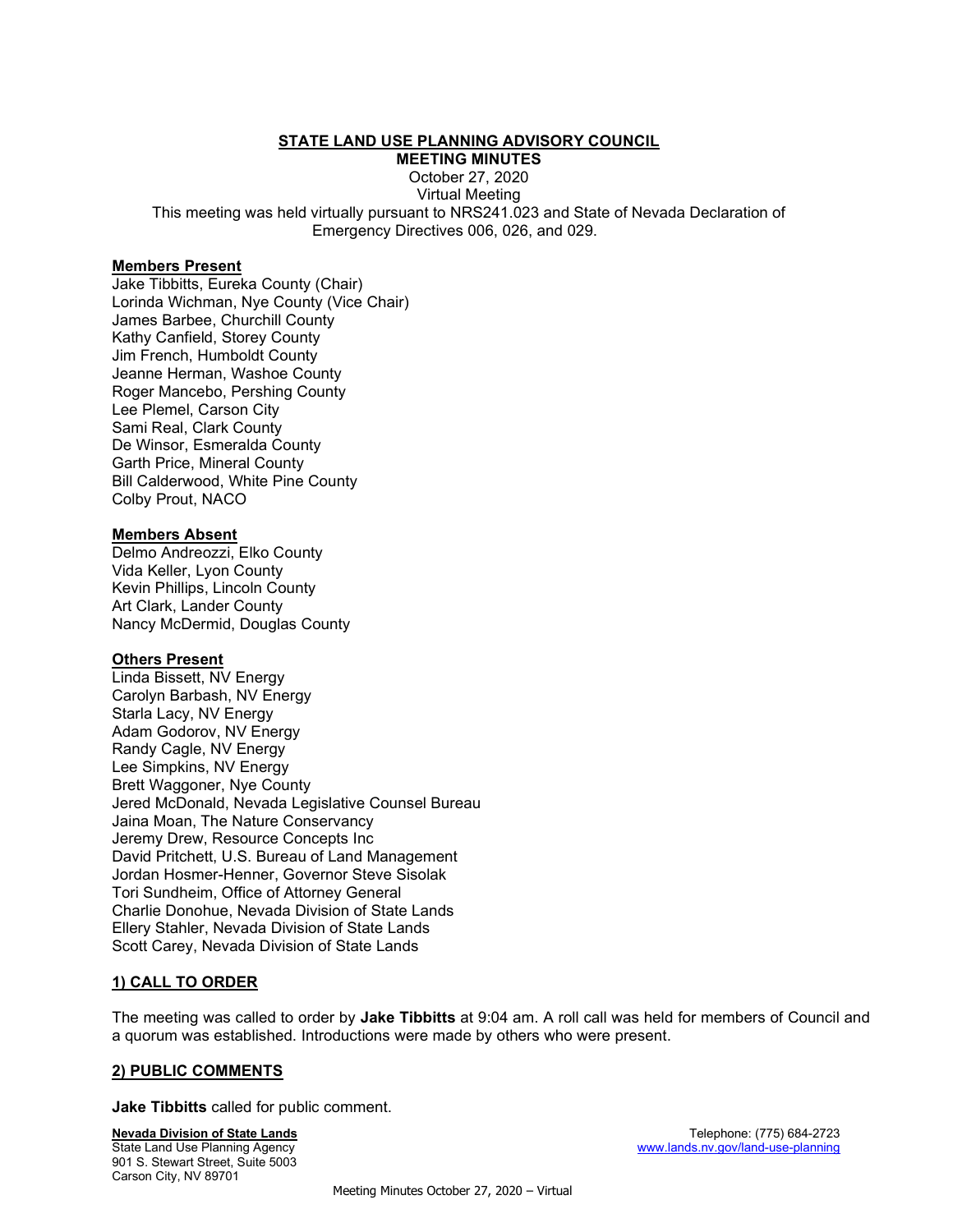# STATE LAND USE PLANNING ADVISORY COUNCIL

## MEETING MINUTES

October 27, 2020
Virtual Meeting
This meeting was held virtually pursuant to NRS241.023 and State of Nevada Declaration of Emergency Directives 006, 026, and 029.

**Members Present**

Jake Tibbitts, Eureka County (Chair)
Lorinda Wichman, Nye County (Vice Chair)
James Barbee, Churchill County
Kathy Canfield, Storey County
Jim French, Humboldt County
Jeanne Herman, Washoe County
Roger Mancebo, Pershing County
Lee Plemel, Carson City
Sami Real, Clark County
De Winsor, Esmeralda County
Garth Price, Mineral County
Bill Calderwood, White Pine County
Colby Prout, NACO

**Members Absent**

Delmo Andreozzi, Elko County
Vida Keller, Lyon County
Kevin Phillips, Lincoln County
Art Clark, Lander County
Nancy McDermid, Douglas County

**Others Present**

Linda Bissett, NV Energy
Carolyn Barbash, NV Energy
Starla Lacy, NV Energy
Adam Godorov, NV Energy
Randy Cagle, NV Energy
Lee Simpkins, NV Energy
Brett Waggoner, Nye County
Jered McDonald, Nevada Legislative Counsel Bureau
Jaina Moan, The Nature Conservancy
Jeremy Drew, Resource Concepts Inc
David Pritchett, U.S. Bureau of Land Management
Jordan Hosmer-Henner, Governor Steve Sisolak
Tori Sundheim, Office of Attorney General
Charlie Donohue, Nevada Division of State Lands
Ellery Stahler, Nevada Division of State Lands
Scott Carey, Nevada Division of State Lands

### 1) CALL TO ORDER

The meeting was called to order by **Jake Tibbitts** at 9:04 am. A roll call was held for members of Council and a quorum was established. Introductions were made by others who were present.

### 2) PUBLIC COMMENTS

**Jake Tibbitts** called for public comment.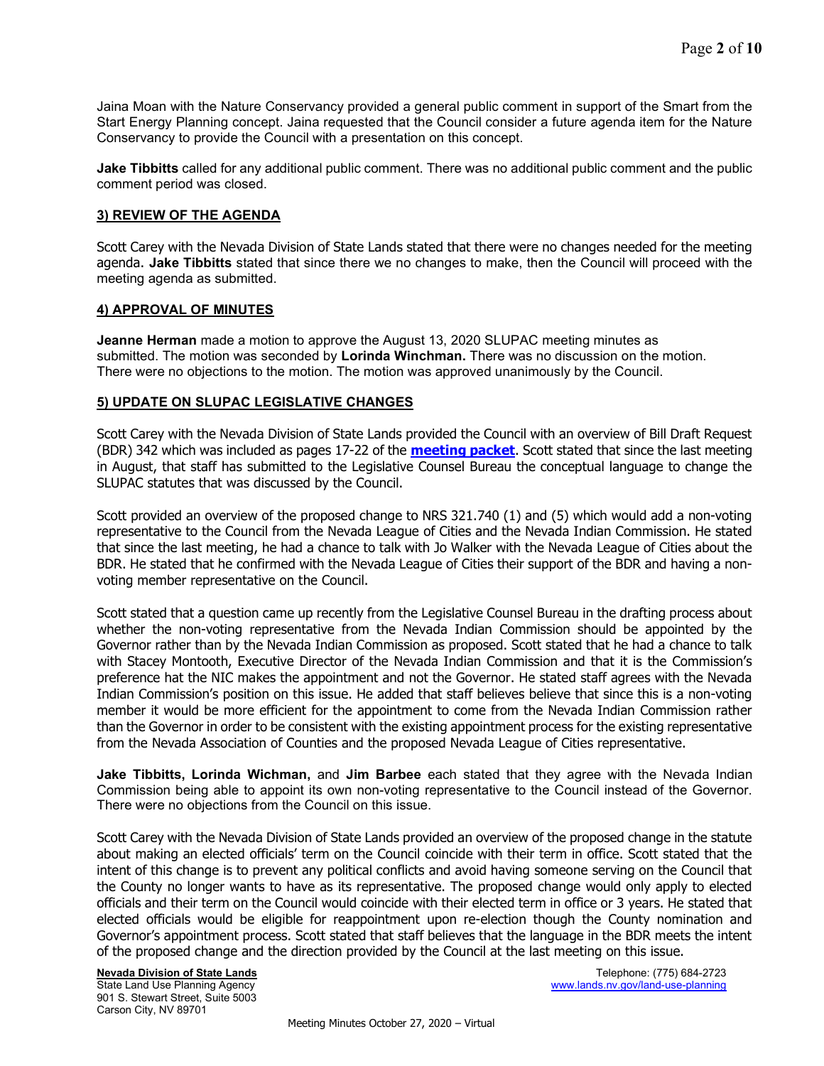Jaina Moan with the Nature Conservancy provided a general public comment in support of the Smart from the Start Energy Planning concept. Jaina requested that the Council consider a future agenda item for the Nature Conservancy to provide the Council with a presentation on this concept.

**Jake Tibbitts** called for any additional public comment. There was no additional public comment and the public comment period was closed.

## 3) REVIEW OF THE AGENDA

Scott Carey with the Nevada Division of State Lands stated that there were no changes needed for the meeting agenda. **Jake Tibbitts** stated that since there we no changes to make, then the Council will proceed with the meeting agenda as submitted.

## 4) APPROVAL OF MINUTES

**Jeanne Herman** made a motion to approve the August 13, 2020 SLUPAC meeting minutes as submitted. The motion was seconded by **Lorinda Winchman.** There was no discussion on the motion. There were no objections to the motion. The motion was approved unanimously by the Council.

## 5) UPDATE ON SLUPAC LEGISLATIVE CHANGES

Scott Carey with the Nevada Division of State Lands provided the Council with an overview of Bill Draft Request (BDR) 342 which was included as pages 17-22 of the **meeting packet**. Scott stated that since the last meeting in August, that staff has submitted to the Legislative Counsel Bureau the conceptual language to change the SLUPAC statutes that was discussed by the Council.

Scott provided an overview of the proposed change to NRS 321.740 (1) and (5) which would add a non-voting representative to the Council from the Nevada League of Cities and the Nevada Indian Commission. He stated that since the last meeting, he had a chance to talk with Jo Walker with the Nevada League of Cities about the BDR. He stated that he confirmed with the Nevada League of Cities their support of the BDR and having a non-voting member representative on the Council.

Scott stated that a question came up recently from the Legislative Counsel Bureau in the drafting process about whether the non-voting representative from the Nevada Indian Commission should be appointed by the Governor rather than by the Nevada Indian Commission as proposed. Scott stated that he had a chance to talk with Stacey Montooth, Executive Director of the Nevada Indian Commission and that it is the Commission's preference hat the NIC makes the appointment and not the Governor. He stated staff agrees with the Nevada Indian Commission's position on this issue. He added that staff believes believe that since this is a non-voting member it would be more efficient for the appointment to come from the Nevada Indian Commission rather than the Governor in order to be consistent with the existing appointment process for the existing representative from the Nevada Association of Counties and the proposed Nevada League of Cities representative.

**Jake Tibbitts, Lorinda Wichman,** and **Jim Barbee** each stated that they agree with the Nevada Indian Commission being able to appoint its own non-voting representative to the Council instead of the Governor. There were no objections from the Council on this issue.

Scott Carey with the Nevada Division of State Lands provided an overview of the proposed change in the statute about making an elected officials' term on the Council coincide with their term in office. Scott stated that the intent of this change is to prevent any political conflicts and avoid having someone serving on the Council that the County no longer wants to have as its representative. The proposed change would only apply to elected officials and their term on the Council would coincide with their elected term in office or 3 years. He stated that elected officials would be eligible for reappointment upon re-election though the County nomination and Governor's appointment process. Scott stated that staff believes that the language in the BDR meets the intent of the proposed change and the direction provided by the Council at the last meeting on this issue.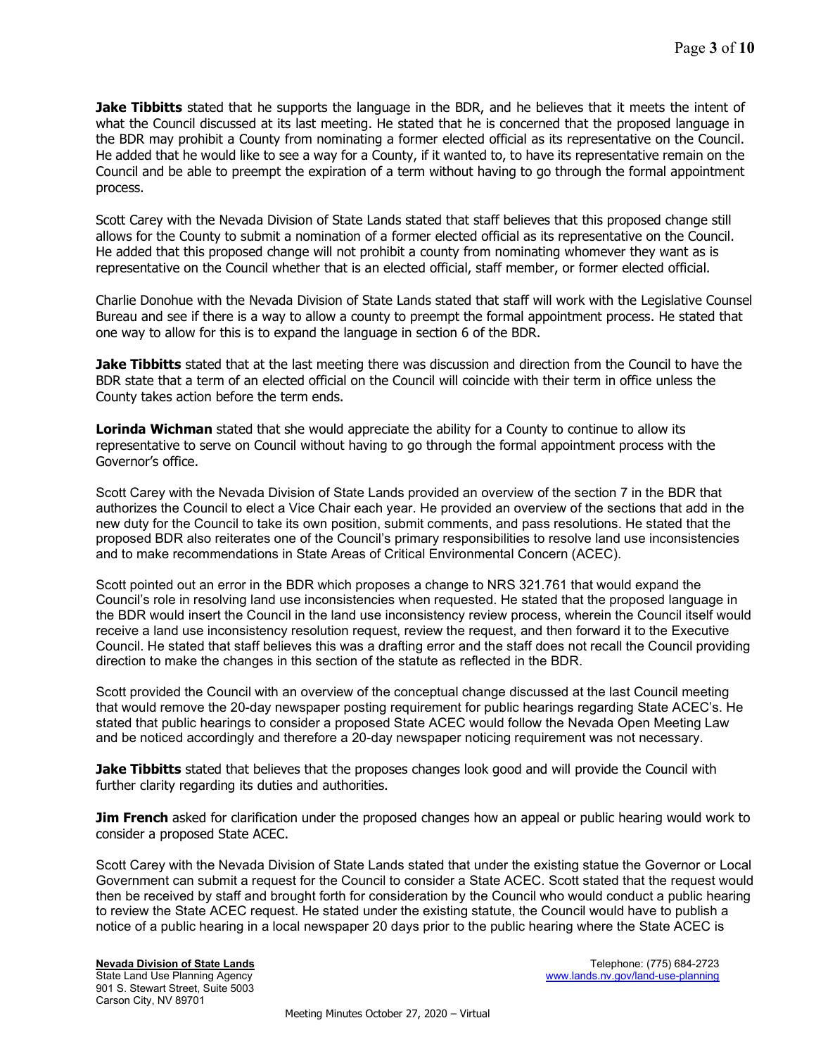**Jake Tibbitts** stated that he supports the language in the BDR, and he believes that it meets the intent of what the Council discussed at its last meeting. He stated that he is concerned that the proposed language in the BDR may prohibit a County from nominating a former elected official as its representative on the Council. He added that he would like to see a way for a County, if it wanted to, to have its representative remain on the Council and be able to preempt the expiration of a term without having to go through the formal appointment process.

Scott Carey with the Nevada Division of State Lands stated that staff believes that this proposed change still allows for the County to submit a nomination of a former elected official as its representative on the Council. He added that this proposed change will not prohibit a county from nominating whomever they want as is representative on the Council whether that is an elected official, staff member, or former elected official.

Charlie Donohue with the Nevada Division of State Lands stated that staff will work with the Legislative Counsel Bureau and see if there is a way to allow a county to preempt the formal appointment process. He stated that one way to allow for this is to expand the language in section 6 of the BDR.

**Jake Tibbitts** stated that at the last meeting there was discussion and direction from the Council to have the BDR state that a term of an elected official on the Council will coincide with their term in office unless the County takes action before the term ends.

**Lorinda Wichman** stated that she would appreciate the ability for a County to continue to allow its representative to serve on Council without having to go through the formal appointment process with the Governor's office.

Scott Carey with the Nevada Division of State Lands provided an overview of the section 7 in the BDR that authorizes the Council to elect a Vice Chair each year. He provided an overview of the sections that add in the new duty for the Council to take its own position, submit comments, and pass resolutions. He stated that the proposed BDR also reiterates one of the Council's primary responsibilities to resolve land use inconsistencies and to make recommendations in State Areas of Critical Environmental Concern (ACEC).

Scott pointed out an error in the BDR which proposes a change to NRS 321.761 that would expand the Council's role in resolving land use inconsistencies when requested. He stated that the proposed language in the BDR would insert the Council in the land use inconsistency review process, wherein the Council itself would receive a land use inconsistency resolution request, review the request, and then forward it to the Executive Council. He stated that staff believes this was a drafting error and the staff does not recall the Council providing direction to make the changes in this section of the statute as reflected in the BDR.

Scott provided the Council with an overview of the conceptual change discussed at the last Council meeting that would remove the 20-day newspaper posting requirement for public hearings regarding State ACEC's. He stated that public hearings to consider a proposed State ACEC would follow the Nevada Open Meeting Law and be noticed accordingly and therefore a 20-day newspaper noticing requirement was not necessary.

**Jake Tibbitts** stated that believes that the proposes changes look good and will provide the Council with further clarity regarding its duties and authorities.

**Jim French** asked for clarification under the proposed changes how an appeal or public hearing would work to consider a proposed State ACEC.

Scott Carey with the Nevada Division of State Lands stated that under the existing statue the Governor or Local Government can submit a request for the Council to consider a State ACEC. Scott stated that the request would then be received by staff and brought forth for consideration by the Council who would conduct a public hearing to review the State ACEC request. He stated under the existing statute, the Council would have to publish a notice of a public hearing in a local newspaper 20 days prior to the public hearing where the State ACEC is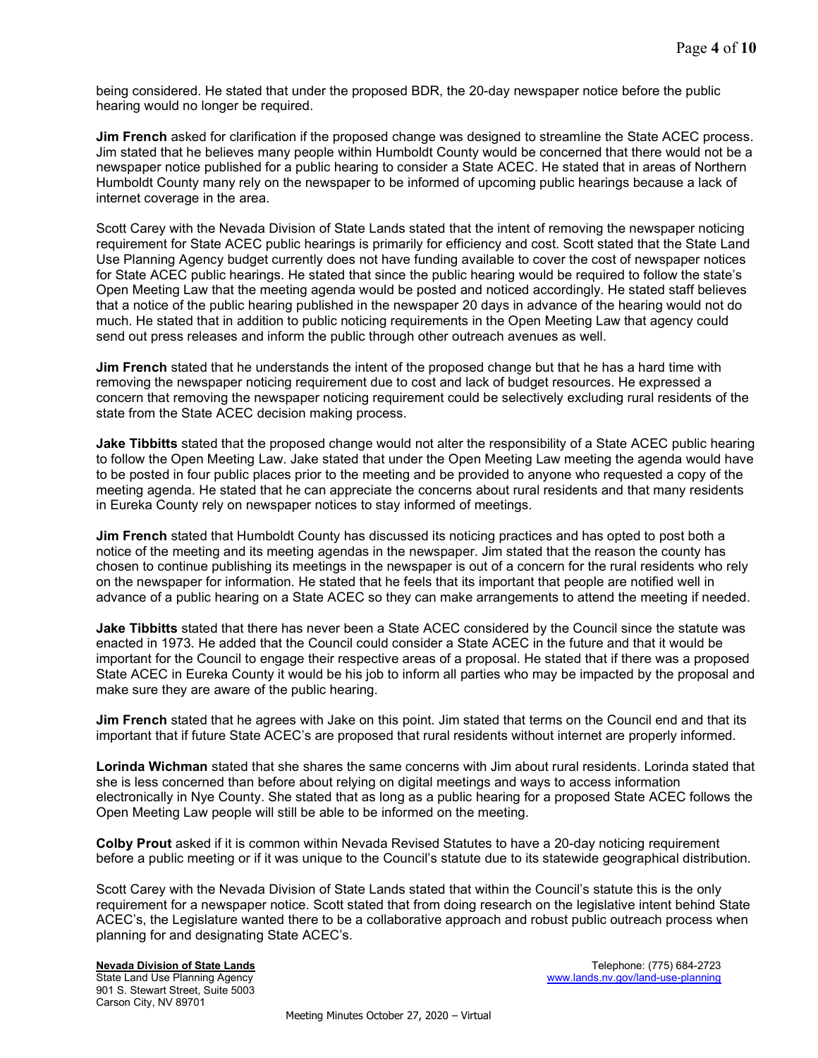being considered. He stated that under the proposed BDR, the 20-day newspaper notice before the public hearing would no longer be required.

**Jim French** asked for clarification if the proposed change was designed to streamline the State ACEC process. Jim stated that he believes many people within Humboldt County would be concerned that there would not be a newspaper notice published for a public hearing to consider a State ACEC. He stated that in areas of Northern Humboldt County many rely on the newspaper to be informed of upcoming public hearings because a lack of internet coverage in the area.

Scott Carey with the Nevada Division of State Lands stated that the intent of removing the newspaper noticing requirement for State ACEC public hearings is primarily for efficiency and cost. Scott stated that the State Land Use Planning Agency budget currently does not have funding available to cover the cost of newspaper notices for State ACEC public hearings. He stated that since the public hearing would be required to follow the state's Open Meeting Law that the meeting agenda would be posted and noticed accordingly. He stated staff believes that a notice of the public hearing published in the newspaper 20 days in advance of the hearing would not do much. He stated that in addition to public noticing requirements in the Open Meeting Law that agency could send out press releases and inform the public through other outreach avenues as well.

**Jim French** stated that he understands the intent of the proposed change but that he has a hard time with removing the newspaper noticing requirement due to cost and lack of budget resources. He expressed a concern that removing the newspaper noticing requirement could be selectively excluding rural residents of the state from the State ACEC decision making process.

**Jake Tibbitts** stated that the proposed change would not alter the responsibility of a State ACEC public hearing to follow the Open Meeting Law. Jake stated that under the Open Meeting Law meeting the agenda would have to be posted in four public places prior to the meeting and be provided to anyone who requested a copy of the meeting agenda. He stated that he can appreciate the concerns about rural residents and that many residents in Eureka County rely on newspaper notices to stay informed of meetings.

**Jim French** stated that Humboldt County has discussed its noticing practices and has opted to post both a notice of the meeting and its meeting agendas in the newspaper. Jim stated that the reason the county has chosen to continue publishing its meetings in the newspaper is out of a concern for the rural residents who rely on the newspaper for information. He stated that he feels that its important that people are notified well in advance of a public hearing on a State ACEC so they can make arrangements to attend the meeting if needed.

**Jake Tibbitts** stated that there has never been a State ACEC considered by the Council since the statute was enacted in 1973. He added that the Council could consider a State ACEC in the future and that it would be important for the Council to engage their respective areas of a proposal. He stated that if there was a proposed State ACEC in Eureka County it would be his job to inform all parties who may be impacted by the proposal and make sure they are aware of the public hearing.

**Jim French** stated that he agrees with Jake on this point. Jim stated that terms on the Council end and that its important that if future State ACEC's are proposed that rural residents without internet are properly informed.

**Lorinda Wichman** stated that she shares the same concerns with Jim about rural residents. Lorinda stated that she is less concerned than before about relying on digital meetings and ways to access information electronically in Nye County. She stated that as long as a public hearing for a proposed State ACEC follows the Open Meeting Law people will still be able to be informed on the meeting.

**Colby Prout** asked if it is common within Nevada Revised Statutes to have a 20-day noticing requirement before a public meeting or if it was unique to the Council's statute due to its statewide geographical distribution.

Scott Carey with the Nevada Division of State Lands stated that within the Council's statute this is the only requirement for a newspaper notice. Scott stated that from doing research on the legislative intent behind State ACEC's, the Legislature wanted there to be a collaborative approach and robust public outreach process when planning for and designating State ACEC's.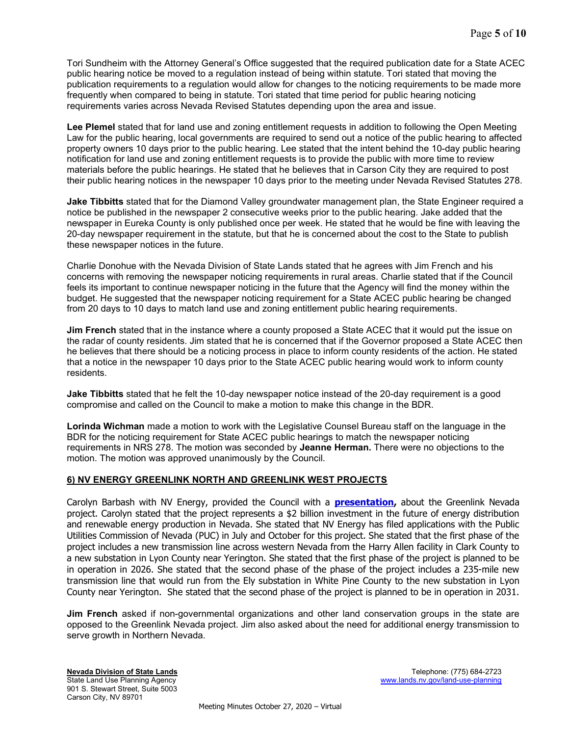Tori Sundheim with the Attorney General's Office suggested that the required publication date for a State ACEC public hearing notice be moved to a regulation instead of being within statute. Tori stated that moving the publication requirements to a regulation would allow for changes to the noticing requirements to be made more frequently when compared to being in statute. Tori stated that time period for public hearing noticing requirements varies across Nevada Revised Statutes depending upon the area and issue.

**Lee Plemel** stated that for land use and zoning entitlement requests in addition to following the Open Meeting Law for the public hearing, local governments are required to send out a notice of the public hearing to affected property owners 10 days prior to the public hearing. Lee stated that the intent behind the 10-day public hearing notification for land use and zoning entitlement requests is to provide the public with more time to review materials before the public hearings. He stated that he believes that in Carson City they are required to post their public hearing notices in the newspaper 10 days prior to the meeting under Nevada Revised Statutes 278.

**Jake Tibbitts** stated that for the Diamond Valley groundwater management plan, the State Engineer required a notice be published in the newspaper 2 consecutive weeks prior to the public hearing. Jake added that the newspaper in Eureka County is only published once per week. He stated that he would be fine with leaving the 20-day newspaper requirement in the statute, but that he is concerned about the cost to the State to publish these newspaper notices in the future.

Charlie Donohue with the Nevada Division of State Lands stated that he agrees with Jim French and his concerns with removing the newspaper noticing requirements in rural areas. Charlie stated that if the Council feels its important to continue newspaper noticing in the future that the Agency will find the money within the budget. He suggested that the newspaper noticing requirement for a State ACEC public hearing be changed from 20 days to 10 days to match land use and zoning entitlement public hearing requirements.

**Jim French** stated that in the instance where a county proposed a State ACEC that it would put the issue on the radar of county residents. Jim stated that he is concerned that if the Governor proposed a State ACEC then he believes that there should be a noticing process in place to inform county residents of the action. He stated that a notice in the newspaper 10 days prior to the State ACEC public hearing would work to inform county residents.

**Jake Tibbitts** stated that he felt the 10-day newspaper notice instead of the 20-day requirement is a good compromise and called on the Council to make a motion to make this change in the BDR.

**Lorinda Wichman** made a motion to work with the Legislative Counsel Bureau staff on the language in the BDR for the noticing requirement for State ACEC public hearings to match the newspaper noticing requirements in NRS 278. The motion was seconded by **Jeanne Herman.** There were no objections to the motion. The motion was approved unanimously by the Council.

## 6) NV ENERGY GREENLINK NORTH AND GREENLINK WEST PROJECTS

Carolyn Barbash with NV Energy, provided the Council with a **presentation,** about the Greenlink Nevada project. Carolyn stated that the project represents a $2 billion investment in the future of energy distribution and renewable energy production in Nevada. She stated that NV Energy has filed applications with the Public Utilities Commission of Nevada (PUC) in July and October for this project. She stated that the first phase of the project includes a new transmission line across western Nevada from the Harry Allen facility in Clark County to a new substation in Lyon County near Yerington. She stated that the first phase of the project is planned to be in operation in 2026. She stated that the second phase of the phase of the project includes a 235-mile new transmission line that would run from the Ely substation in White Pine County to the new substation in Lyon County near Yerington. She stated that the second phase of the project is planned to be in operation in 2031.

**Jim French** asked if non-governmental organizations and other land conservation groups in the state are opposed to the Greenlink Nevada project. Jim also asked about the need for additional energy transmission to serve growth in Northern Nevada.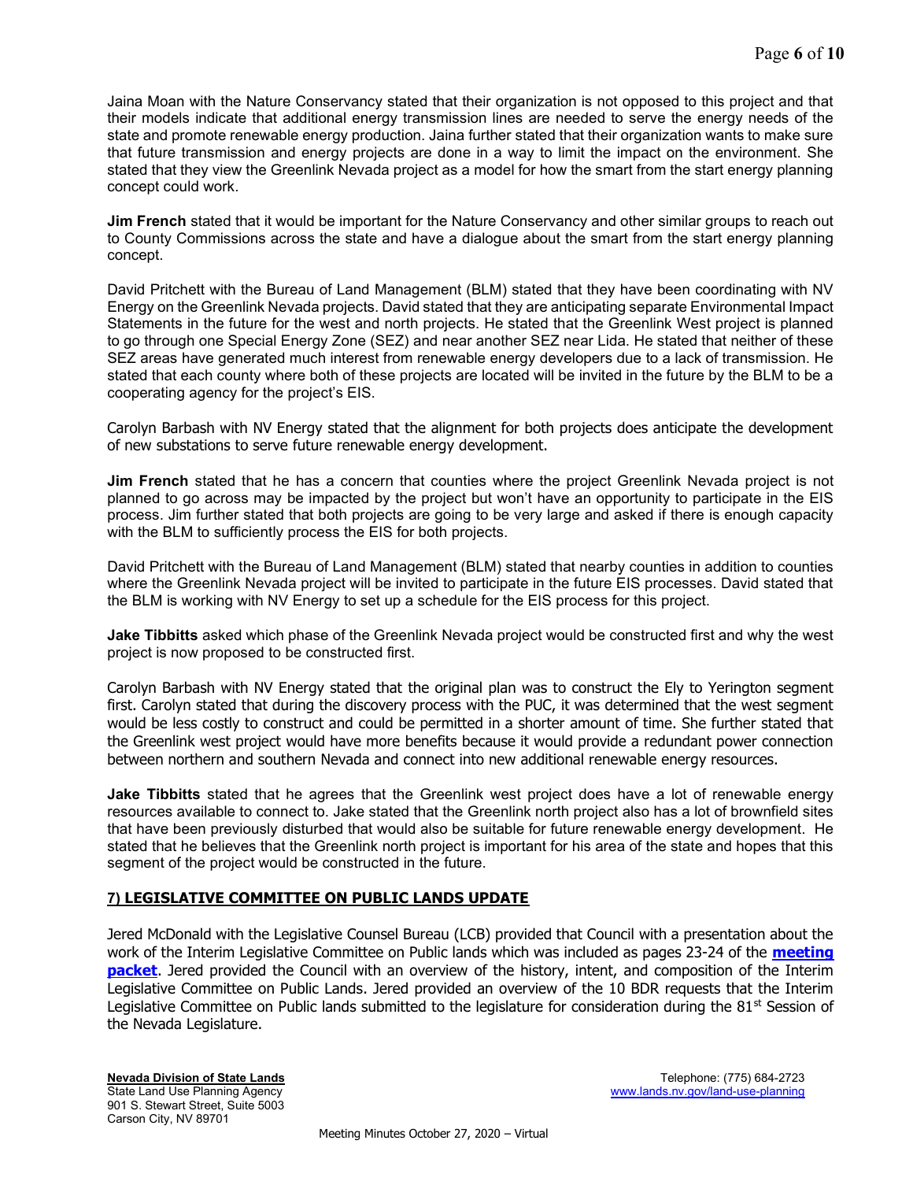Jaina Moan with the Nature Conservancy stated that their organization is not opposed to this project and that their models indicate that additional energy transmission lines are needed to serve the energy needs of the state and promote renewable energy production. Jaina further stated that their organization wants to make sure that future transmission and energy projects are done in a way to limit the impact on the environment. She stated that they view the Greenlink Nevada project as a model for how the smart from the start energy planning concept could work.

**Jim French** stated that it would be important for the Nature Conservancy and other similar groups to reach out to County Commissions across the state and have a dialogue about the smart from the start energy planning concept.

David Pritchett with the Bureau of Land Management (BLM) stated that they have been coordinating with NV Energy on the Greenlink Nevada projects. David stated that they are anticipating separate Environmental Impact Statements in the future for the west and north projects. He stated that the Greenlink West project is planned to go through one Special Energy Zone (SEZ) and near another SEZ near Lida. He stated that neither of these SEZ areas have generated much interest from renewable energy developers due to a lack of transmission. He stated that each county where both of these projects are located will be invited in the future by the BLM to be a cooperating agency for the project's EIS.

Carolyn Barbash with NV Energy stated that the alignment for both projects does anticipate the development of new substations to serve future renewable energy development.

**Jim French** stated that he has a concern that counties where the project Greenlink Nevada project is not planned to go across may be impacted by the project but won't have an opportunity to participate in the EIS process. Jim further stated that both projects are going to be very large and asked if there is enough capacity with the BLM to sufficiently process the EIS for both projects.

David Pritchett with the Bureau of Land Management (BLM) stated that nearby counties in addition to counties where the Greenlink Nevada project will be invited to participate in the future EIS processes. David stated that the BLM is working with NV Energy to set up a schedule for the EIS process for this project.

**Jake Tibbitts** asked which phase of the Greenlink Nevada project would be constructed first and why the west project is now proposed to be constructed first.

Carolyn Barbash with NV Energy stated that the original plan was to construct the Ely to Yerington segment first. Carolyn stated that during the discovery process with the PUC, it was determined that the west segment would be less costly to construct and could be permitted in a shorter amount of time. She further stated that the Greenlink west project would have more benefits because it would provide a redundant power connection between northern and southern Nevada and connect into new additional renewable energy resources.

**Jake Tibbitts** stated that he agrees that the Greenlink west project does have a lot of renewable energy resources available to connect to. Jake stated that the Greenlink north project also has a lot of brownfield sites that have been previously disturbed that would also be suitable for future renewable energy development. He stated that he believes that the Greenlink north project is important for his area of the state and hopes that this segment of the project would be constructed in the future.

## 7) LEGISLATIVE COMMITTEE ON PUBLIC LANDS UPDATE

Jered McDonald with the Legislative Counsel Bureau (LCB) provided that Council with a presentation about the work of the Interim Legislative Committee on Public lands which was included as pages 23-24 of the **meeting packet**. Jered provided the Council with an overview of the history, intent, and composition of the Interim Legislative Committee on Public Lands. Jered provided an overview of the 10 BDR requests that the Interim Legislative Committee on Public lands submitted to the legislature for consideration during the 81st Session of the Nevada Legislature.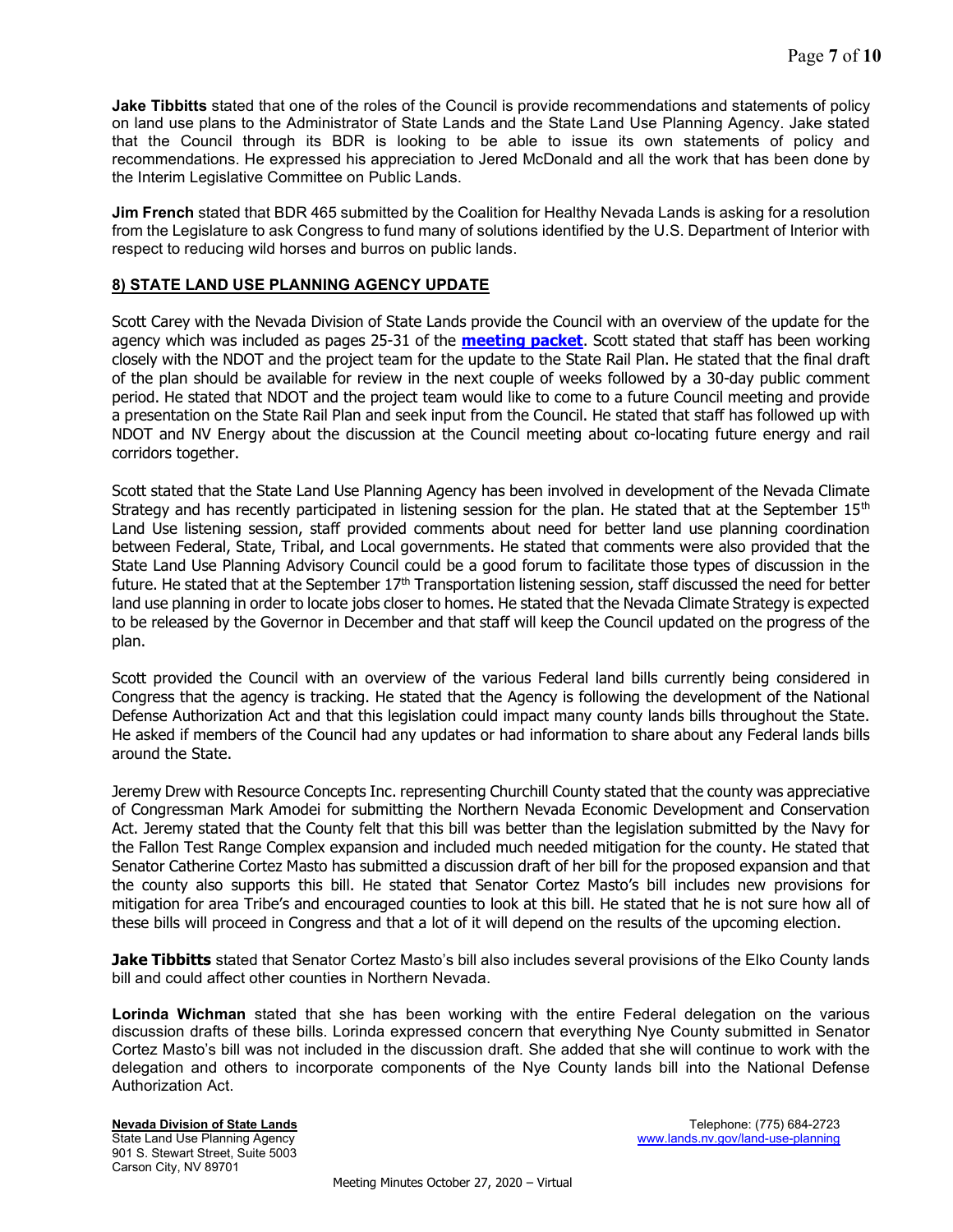**Jake Tibbitts** stated that one of the roles of the Council is provide recommendations and statements of policy on land use plans to the Administrator of State Lands and the State Land Use Planning Agency. Jake stated that the Council through its BDR is looking to be able to issue its own statements of policy and recommendations. He expressed his appreciation to Jered McDonald and all the work that has been done by the Interim Legislative Committee on Public Lands.

**Jim French** stated that BDR 465 submitted by the Coalition for Healthy Nevada Lands is asking for a resolution from the Legislature to ask Congress to fund many of solutions identified by the U.S. Department of Interior with respect to reducing wild horses and burros on public lands.

## 8) STATE LAND USE PLANNING AGENCY UPDATE

Scott Carey with the Nevada Division of State Lands provide the Council with an overview of the update for the agency which was included as pages 25-31 of the **meeting packet**. Scott stated that staff has been working closely with the NDOT and the project team for the update to the State Rail Plan. He stated that the final draft of the plan should be available for review in the next couple of weeks followed by a 30-day public comment period. He stated that NDOT and the project team would like to come to a future Council meeting and provide a presentation on the State Rail Plan and seek input from the Council. He stated that staff has followed up with NDOT and NV Energy about the discussion at the Council meeting about co-locating future energy and rail corridors together.

Scott stated that the State Land Use Planning Agency has been involved in development of the Nevada Climate Strategy and has recently participated in listening session for the plan. He stated that at the September 15th Land Use listening session, staff provided comments about need for better land use planning coordination between Federal, State, Tribal, and Local governments. He stated that comments were also provided that the State Land Use Planning Advisory Council could be a good forum to facilitate those types of discussion in the future. He stated that at the September 17th Transportation listening session, staff discussed the need for better land use planning in order to locate jobs closer to homes. He stated that the Nevada Climate Strategy is expected to be released by the Governor in December and that staff will keep the Council updated on the progress of the plan.

Scott provided the Council with an overview of the various Federal land bills currently being considered in Congress that the agency is tracking. He stated that the Agency is following the development of the National Defense Authorization Act and that this legislation could impact many county lands bills throughout the State. He asked if members of the Council had any updates or had information to share about any Federal lands bills around the State.

Jeremy Drew with Resource Concepts Inc. representing Churchill County stated that the county was appreciative of Congressman Mark Amodei for submitting the Northern Nevada Economic Development and Conservation Act. Jeremy stated that the County felt that this bill was better than the legislation submitted by the Navy for the Fallon Test Range Complex expansion and included much needed mitigation for the county. He stated that Senator Catherine Cortez Masto has submitted a discussion draft of her bill for the proposed expansion and that the county also supports this bill. He stated that Senator Cortez Masto's bill includes new provisions for mitigation for area Tribe's and encouraged counties to look at this bill. He stated that he is not sure how all of these bills will proceed in Congress and that a lot of it will depend on the results of the upcoming election.

**Jake Tibbitts** stated that Senator Cortez Masto's bill also includes several provisions of the Elko County lands bill and could affect other counties in Northern Nevada.

**Lorinda Wichman** stated that she has been working with the entire Federal delegation on the various discussion drafts of these bills. Lorinda expressed concern that everything Nye County submitted in Senator Cortez Masto's bill was not included in the discussion draft. She added that she will continue to work with the delegation and others to incorporate components of the Nye County lands bill into the National Defense Authorization Act.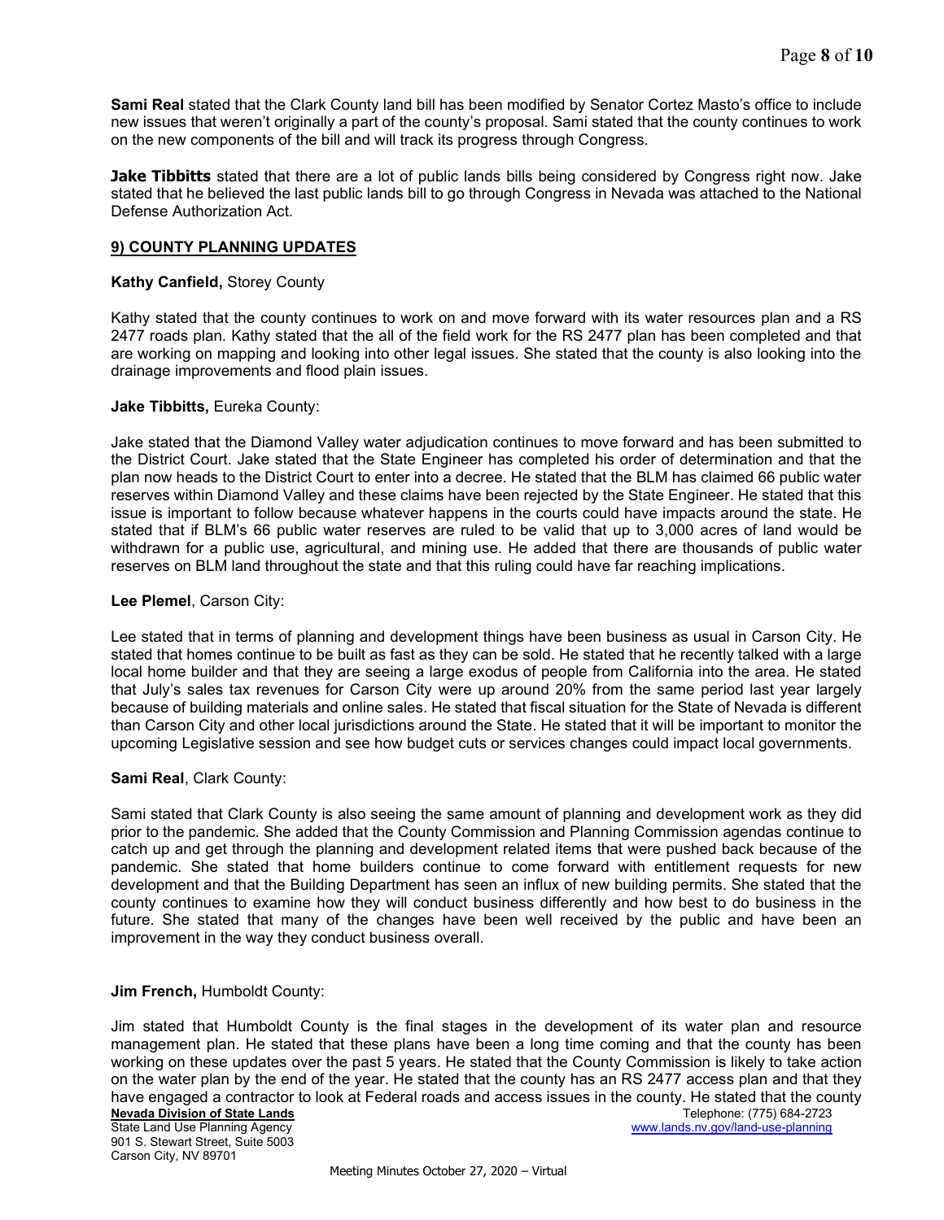**Sami Real** stated that the Clark County land bill has been modified by Senator Cortez Masto's office to include new issues that weren't originally a part of the county's proposal. Sami stated that the county continues to work on the new components of the bill and will track its progress through Congress.

**Jake Tibbitts** stated that there are a lot of public lands bills being considered by Congress right now. Jake stated that he believed the last public lands bill to go through Congress in Nevada was attached to the National Defense Authorization Act.

## 9) COUNTY PLANNING UPDATES

**Kathy Canfield,** Storey County

Kathy stated that the county continues to work on and move forward with its water resources plan and a RS 2477 roads plan. Kathy stated that the all of the field work for the RS 2477 plan has been completed and that are working on mapping and looking into other legal issues. She stated that the county is also looking into the drainage improvements and flood plain issues.

**Jake Tibbitts,** Eureka County:

Jake stated that the Diamond Valley water adjudication continues to move forward and has been submitted to the District Court. Jake stated that the State Engineer has completed his order of determination and that the plan now heads to the District Court to enter into a decree. He stated that the BLM has claimed 66 public water reserves within Diamond Valley and these claims have been rejected by the State Engineer. He stated that this issue is important to follow because whatever happens in the courts could have impacts around the state. He stated that if BLM's 66 public water reserves are ruled to be valid that up to 3,000 acres of land would be withdrawn for a public use, agricultural, and mining use. He added that there are thousands of public water reserves on BLM land throughout the state and that this ruling could have far reaching implications.

**Lee Plemel**, Carson City:

Lee stated that in terms of planning and development things have been business as usual in Carson City. He stated that homes continue to be built as fast as they can be sold. He stated that he recently talked with a large local home builder and that they are seeing a large exodus of people from California into the area. He stated that July's sales tax revenues for Carson City were up around 20% from the same period last year largely because of building materials and online sales. He stated that fiscal situation for the State of Nevada is different than Carson City and other local jurisdictions around the State. He stated that it will be important to monitor the upcoming Legislative session and see how budget cuts or services changes could impact local governments.

**Sami Real**, Clark County:

Sami stated that Clark County is also seeing the same amount of planning and development work as they did prior to the pandemic. She added that the County Commission and Planning Commission agendas continue to catch up and get through the planning and development related items that were pushed back because of the pandemic. She stated that home builders continue to come forward with entitlement requests for new development and that the Building Department has seen an influx of new building permits. She stated that the county continues to examine how they will conduct business differently and how best to do business in the future. She stated that many of the changes have been well received by the public and have been an improvement in the way they conduct business overall.

**Jim French,** Humboldt County:

Jim stated that Humboldt County is the final stages in the development of its water plan and resource management plan. He stated that these plans have been a long time coming and that the county has been working on these updates over the past 5 years. He stated that the County Commission is likely to take action on the water plan by the end of the year. He stated that the county has an RS 2477 access plan and that they have engaged a contractor to look at Federal roads and access issues in the county. He stated that the county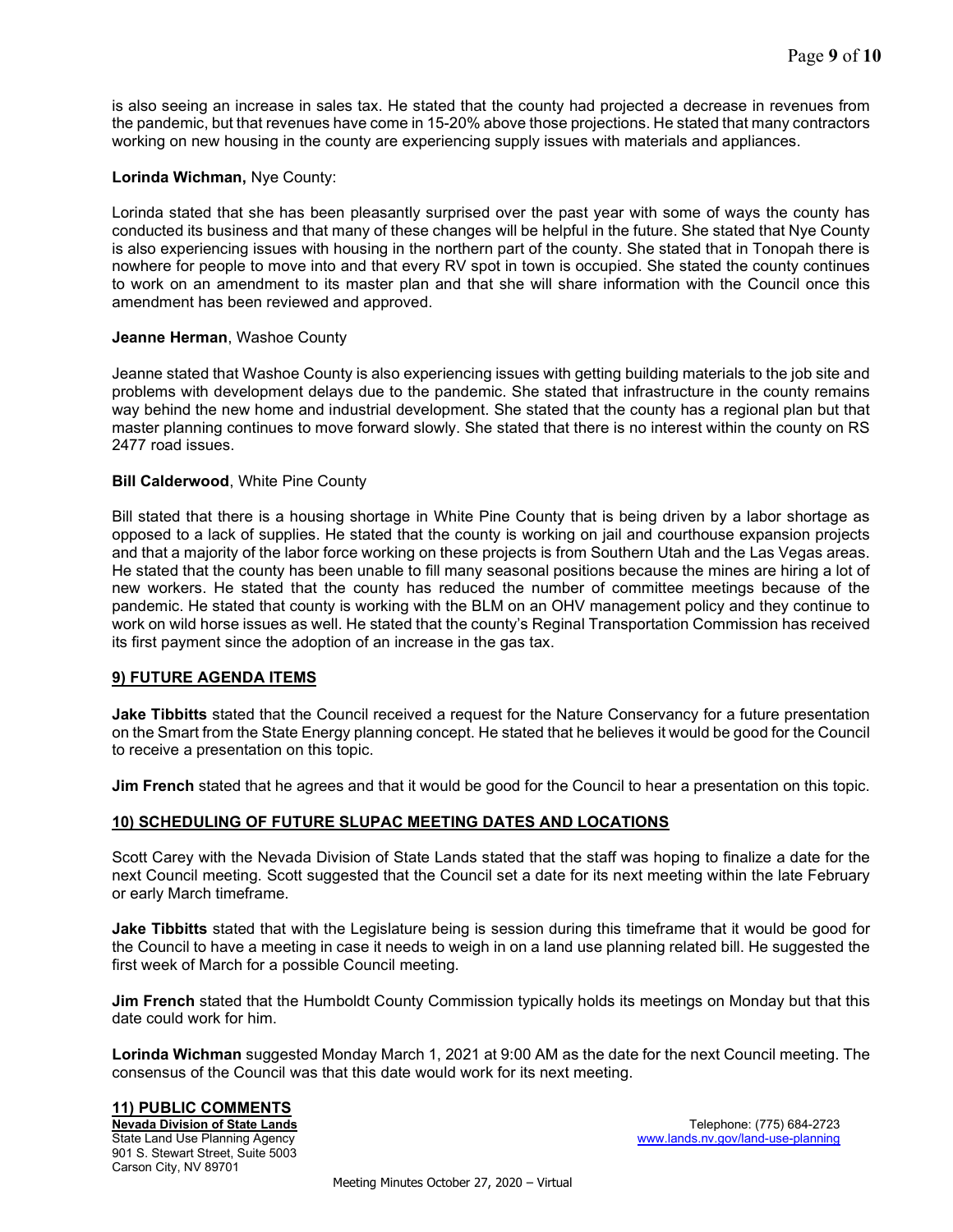is also seeing an increase in sales tax. He stated that the county had projected a decrease in revenues from the pandemic, but that revenues have come in 15-20% above those projections. He stated that many contractors working on new housing in the county are experiencing supply issues with materials and appliances.

**Lorinda Wichman,** Nye County:

Lorinda stated that she has been pleasantly surprised over the past year with some of ways the county has conducted its business and that many of these changes will be helpful in the future. She stated that Nye County is also experiencing issues with housing in the northern part of the county. She stated that in Tonopah there is nowhere for people to move into and that every RV spot in town is occupied. She stated the county continues to work on an amendment to its master plan and that she will share information with the Council once this amendment has been reviewed and approved.

**Jeanne Herman**, Washoe County

Jeanne stated that Washoe County is also experiencing issues with getting building materials to the job site and problems with development delays due to the pandemic. She stated that infrastructure in the county remains way behind the new home and industrial development. She stated that the county has a regional plan but that master planning continues to move forward slowly. She stated that there is no interest within the county on RS 2477 road issues.

**Bill Calderwood**, White Pine County

Bill stated that there is a housing shortage in White Pine County that is being driven by a labor shortage as opposed to a lack of supplies. He stated that the county is working on jail and courthouse expansion projects and that a majority of the labor force working on these projects is from Southern Utah and the Las Vegas areas. He stated that the county has been unable to fill many seasonal positions because the mines are hiring a lot of new workers. He stated that the county has reduced the number of committee meetings because of the pandemic. He stated that county is working with the BLM on an OHV management policy and they continue to work on wild horse issues as well. He stated that the county's Reginal Transportation Commission has received its first payment since the adoption of an increase in the gas tax.

## 9) FUTURE AGENDA ITEMS

**Jake Tibbitts** stated that the Council received a request for the Nature Conservancy for a future presentation on the Smart from the State Energy planning concept. He stated that he believes it would be good for the Council to receive a presentation on this topic.

**Jim French** stated that he agrees and that it would be good for the Council to hear a presentation on this topic.

## 10) SCHEDULING OF FUTURE SLUPAC MEETING DATES AND LOCATIONS

Scott Carey with the Nevada Division of State Lands stated that the staff was hoping to finalize a date for the next Council meeting. Scott suggested that the Council set a date for its next meeting within the late February or early March timeframe.

**Jake Tibbitts** stated that with the Legislature being is session during this timeframe that it would be good for the Council to have a meeting in case it needs to weigh in on a land use planning related bill. He suggested the first week of March for a possible Council meeting.

**Jim French** stated that the Humboldt County Commission typically holds its meetings on Monday but that this date could work for him.

**Lorinda Wichman** suggested Monday March 1, 2021 at 9:00 AM as the date for the next Council meeting. The consensus of the Council was that this date would work for its next meeting.

## 11) PUBLIC COMMENTS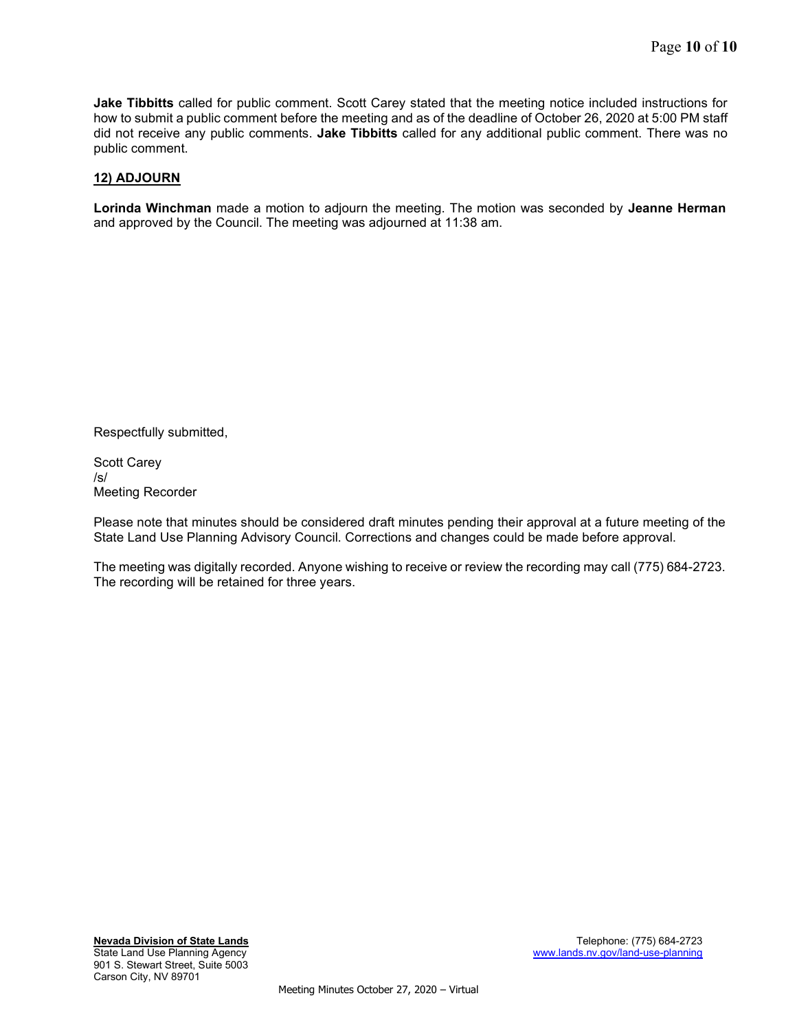**Jake Tibbitts** called for public comment. Scott Carey stated that the meeting notice included instructions for how to submit a public comment before the meeting and as of the deadline of October 26, 2020 at 5:00 PM staff did not receive any public comments. **Jake Tibbitts** called for any additional public comment. There was no public comment.

## 12) ADJOURN

**Lorinda Winchman** made a motion to adjourn the meeting. The motion was seconded by **Jeanne Herman** and approved by the Council. The meeting was adjourned at 11:38 am.

Respectfully submitted,

Scott Carey
/s/
Meeting Recorder

Please note that minutes should be considered draft minutes pending their approval at a future meeting of the State Land Use Planning Advisory Council. Corrections and changes could be made before approval.

The meeting was digitally recorded. Anyone wishing to receive or review the recording may call (775) 684-2723. The recording will be retained for three years.